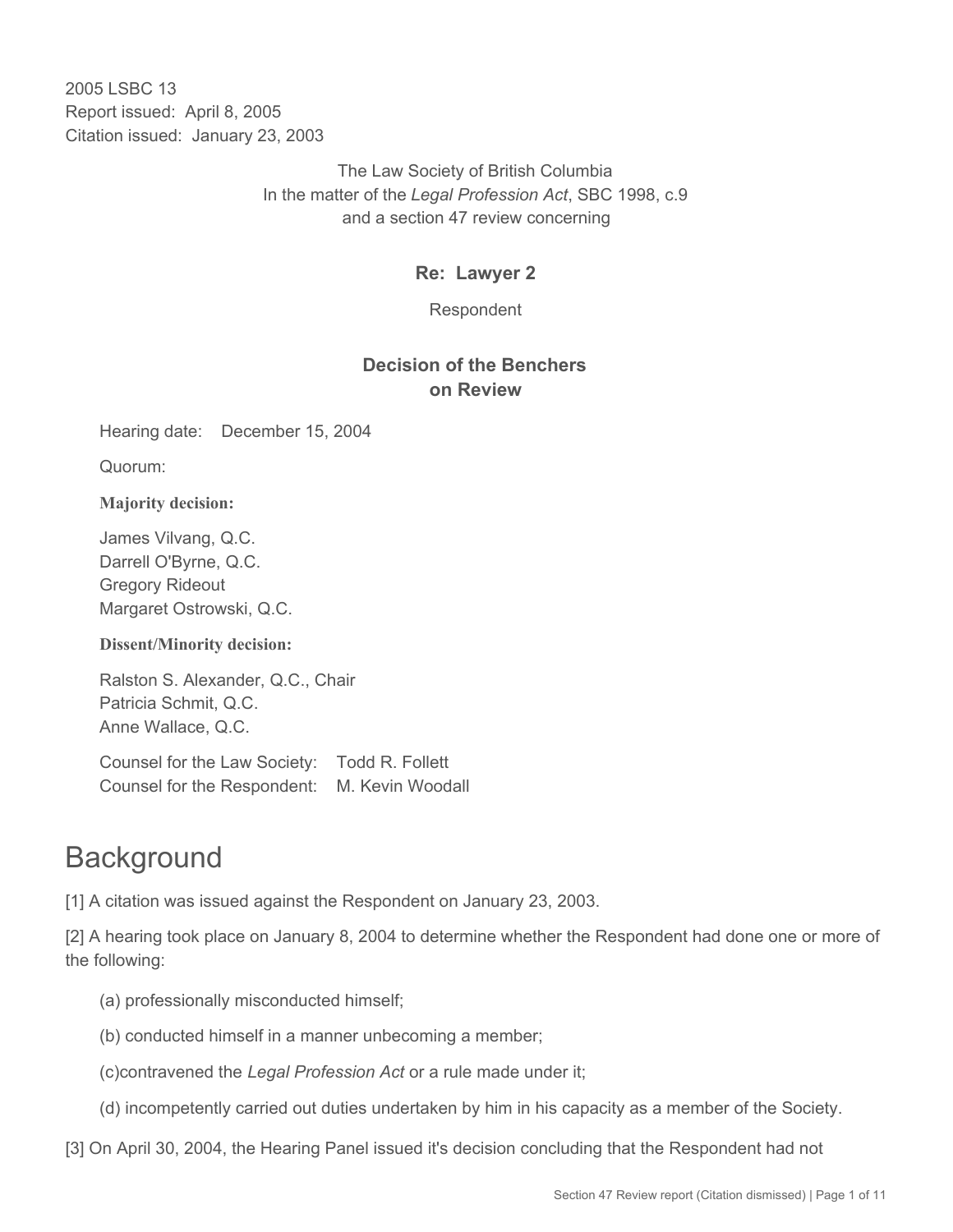2005 LSBC 13
Report issued: April 8, 2005
Citation issued: January 23, 2003

The Law Society of British Columbia
In the matter of the *Legal Profession Act*, SBC 1998, c.9
and a section 47 review concerning

**Re: Lawyer 2**

Respondent

**Decision of the Benchers on Review**

Hearing date: December 15, 2004

Quorum:

**Majority decision:**

James Vilvang, Q.C.
Darrell O'Byrne, Q.C.
Gregory Rideout
Margaret Ostrowski, Q.C.

**Dissent/Minority decision:**

Ralston S. Alexander, Q.C., Chair
Patricia Schmit, Q.C.
Anne Wallace, Q.C.

Counsel for the Law Society: Todd R. Follett
Counsel for the Respondent: M. Kevin Woodall

# Background

[1] A citation was issued against the Respondent on January 23, 2003.

[2] A hearing took place on January 8, 2004 to determine whether the Respondent had done one or more of the following:

(a) professionally misconducted himself;

(b) conducted himself in a manner unbecoming a member;

(c)contravened the *Legal Profession Act* or a rule made under it;

(d) incompetently carried out duties undertaken by him in his capacity as a member of the Society.

[3] On April 30, 2004, the Hearing Panel issued it's decision concluding that the Respondent had not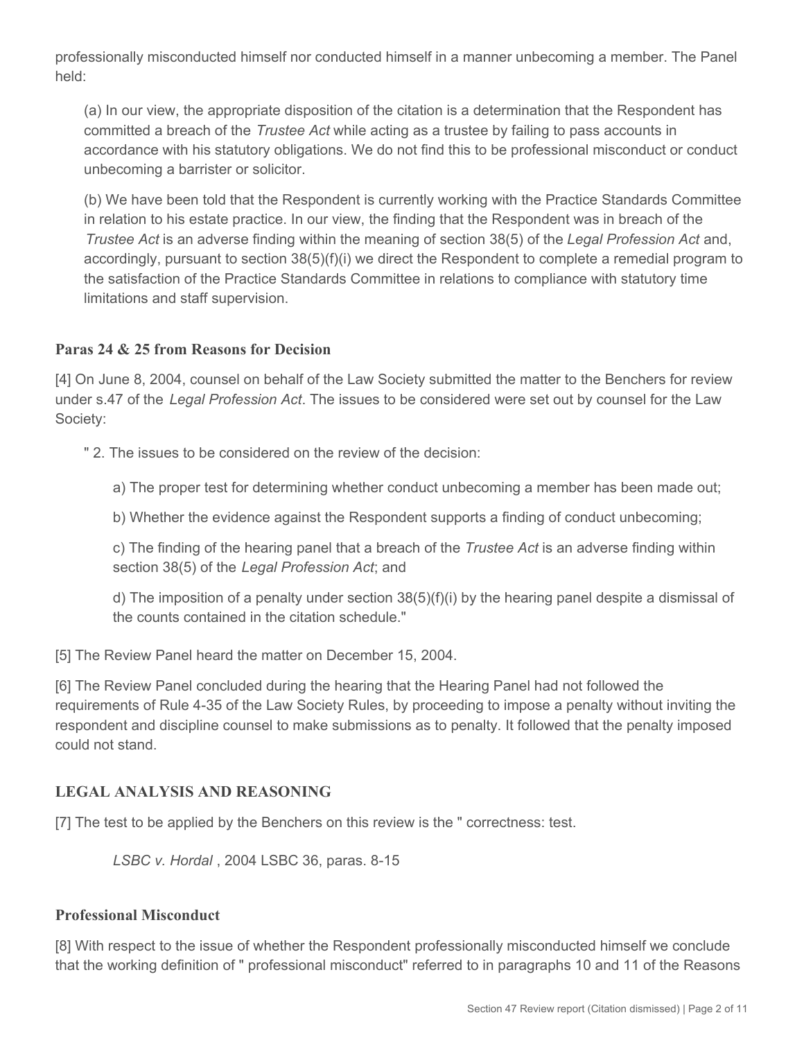professionally misconducted himself nor conducted himself in a manner unbecoming a member. The Panel held:

> (a) In our view, the appropriate disposition of the citation is a determination that the Respondent has committed a breach of the *Trustee Act* while acting as a trustee by failing to pass accounts in accordance with his statutory obligations. We do not find this to be professional misconduct or conduct unbecoming a barrister or solicitor.
>
> (b) We have been told that the Respondent is currently working with the Practice Standards Committee in relation to his estate practice. In our view, the finding that the Respondent was in breach of the *Trustee Act* is an adverse finding within the meaning of section 38(5) of the *Legal Profession Act* and, accordingly, pursuant to section 38(5)(f)(i) we direct the Respondent to complete a remedial program to the satisfaction of the Practice Standards Committee in relations to compliance with statutory time limitations and staff supervision.

### Paras 24 & 25 from Reasons for Decision

[4] On June 8, 2004, counsel on behalf of the Law Society submitted the matter to the Benchers for review under s.47 of the *Legal Profession Act*. The issues to be considered were set out by counsel for the Law Society:

> " 2. The issues to be considered on the review of the decision:
>
> > a) The proper test for determining whether conduct unbecoming a member has been made out;
> >
> > b) Whether the evidence against the Respondent supports a finding of conduct unbecoming;
> >
> > c) The finding of the hearing panel that a breach of the *Trustee Act* is an adverse finding within section 38(5) of the *Legal Profession Act*; and
> >
> > d) The imposition of a penalty under section 38(5)(f)(i) by the hearing panel despite a dismissal of the counts contained in the citation schedule."

[5] The Review Panel heard the matter on December 15, 2004.

[6] The Review Panel concluded during the hearing that the Hearing Panel had not followed the requirements of Rule 4-35 of the Law Society Rules, by proceeding to impose a penalty without inviting the respondent and discipline counsel to make submissions as to penalty. It followed that the penalty imposed could not stand.

### LEGAL ANALYSIS AND REASONING

[7] The test to be applied by the Benchers on this review is the " correctness: test.

> *LSBC v. Hordal* , 2004 LSBC 36, paras. 8-15

### Professional Misconduct

[8] With respect to the issue of whether the Respondent professionally misconducted himself we conclude that the working definition of " professional misconduct" referred to in paragraphs 10 and 11 of the Reasons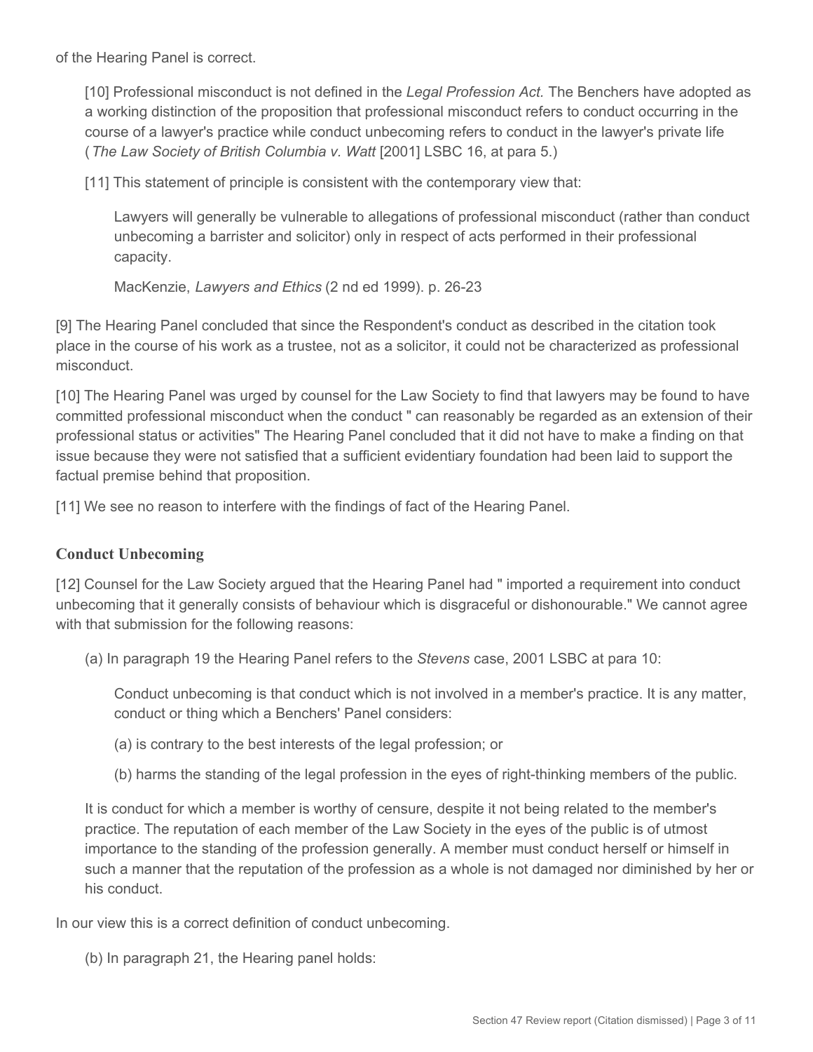of the Hearing Panel is correct.

> [10] Professional misconduct is not defined in the *Legal Profession Act.* The Benchers have adopted as a working distinction of the proposition that professional misconduct refers to conduct occurring in the course of a lawyer's practice while conduct unbecoming refers to conduct in the lawyer's private life (*The Law Society of British Columbia v. Watt* [2001] LSBC 16, at para 5.)
>
> [11] This statement of principle is consistent with the contemporary view that:
>
> > Lawyers will generally be vulnerable to allegations of professional misconduct (rather than conduct unbecoming a barrister and solicitor) only in respect of acts performed in their professional capacity.
> >
> > MacKenzie, *Lawyers and Ethics* (2 nd ed 1999). p. 26-23

[9] The Hearing Panel concluded that since the Respondent's conduct as described in the citation took place in the course of his work as a trustee, not as a solicitor, it could not be characterized as professional misconduct.

[10] The Hearing Panel was urged by counsel for the Law Society to find that lawyers may be found to have committed professional misconduct when the conduct " can reasonably be regarded as an extension of their professional status or activities" The Hearing Panel concluded that it did not have to make a finding on that issue because they were not satisfied that a sufficient evidentiary foundation had been laid to support the factual premise behind that proposition.

[11] We see no reason to interfere with the findings of fact of the Hearing Panel.

### Conduct Unbecoming

[12] Counsel for the Law Society argued that the Hearing Panel had " imported a requirement into conduct unbecoming that it generally consists of behaviour which is disgraceful or dishonourable." We cannot agree with that submission for the following reasons:

> (a) In paragraph 19 the Hearing Panel refers to the *Stevens* case, 2001 LSBC at para 10:
>
> > Conduct unbecoming is that conduct which is not involved in a member's practice. It is any matter, conduct or thing which a Benchers' Panel considers:
> >
> > (a) is contrary to the best interests of the legal profession; or
> >
> > (b) harms the standing of the legal profession in the eyes of right-thinking members of the public.
>
> It is conduct for which a member is worthy of censure, despite it not being related to the member's practice. The reputation of each member of the Law Society in the eyes of the public is of utmost importance to the standing of the profession generally. A member must conduct herself or himself in such a manner that the reputation of the profession as a whole is not damaged nor diminished by her or his conduct.

In our view this is a correct definition of conduct unbecoming.

> (b) In paragraph 21, the Hearing panel holds: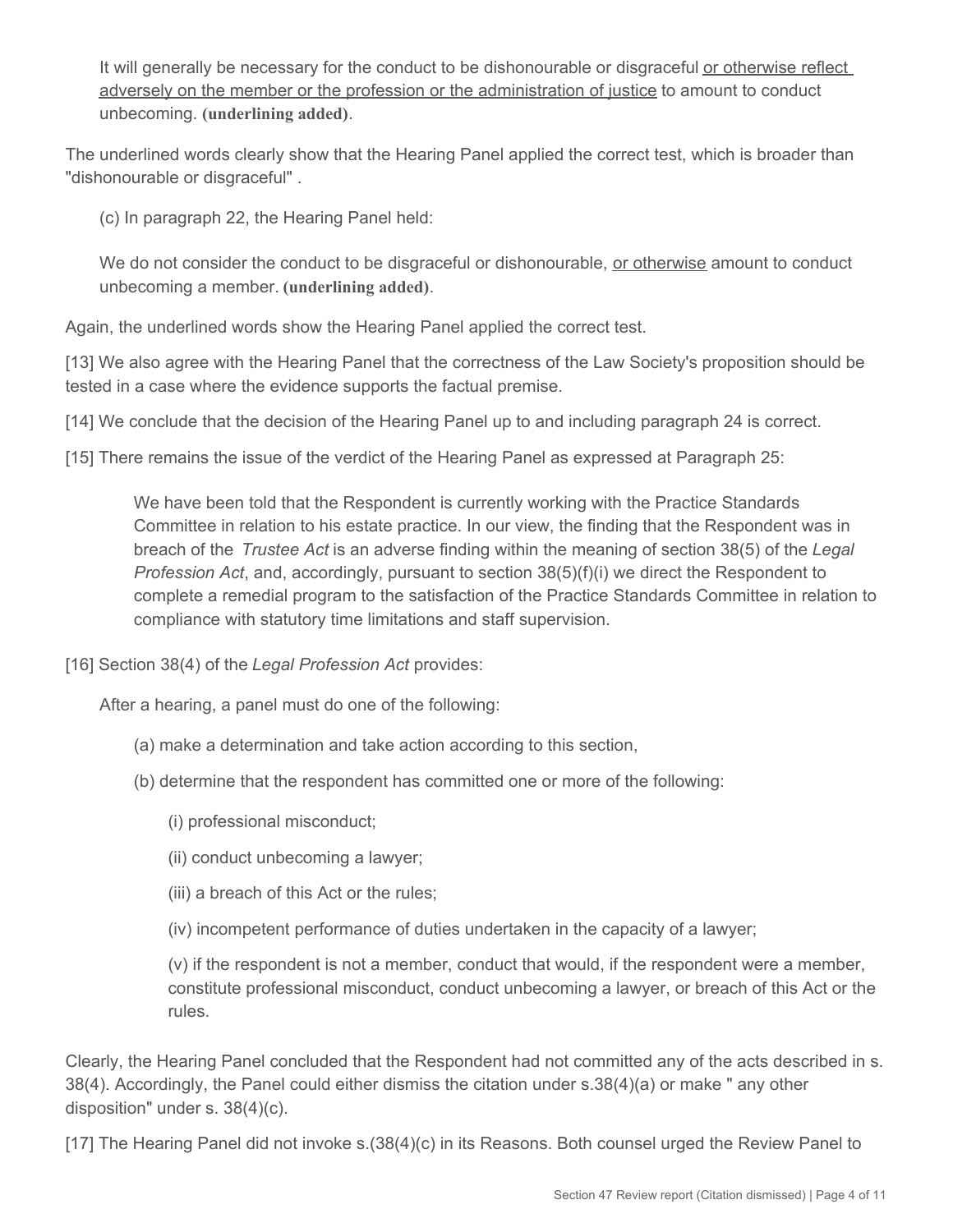> It will generally be necessary for the conduct to be dishonourable or disgraceful <u>or otherwise reflect adversely on the member or the profession or the administration of justice</u> to amount to conduct unbecoming. **(underlining added)**.

The underlined words clearly show that the Hearing Panel applied the correct test, which is broader than "dishonourable or disgraceful" .

> (c) In paragraph 22, the Hearing Panel held:
>
> We do not consider the conduct to be disgraceful or dishonourable, <u>or otherwise</u> amount to conduct unbecoming a member. **(underlining added)**.

Again, the underlined words show the Hearing Panel applied the correct test.

[13] We also agree with the Hearing Panel that the correctness of the Law Society's proposition should be tested in a case where the evidence supports the factual premise.

[14] We conclude that the decision of the Hearing Panel up to and including paragraph 24 is correct.

[15] There remains the issue of the verdict of the Hearing Panel as expressed at Paragraph 25:

> We have been told that the Respondent is currently working with the Practice Standards Committee in relation to his estate practice. In our view, the finding that the Respondent was in breach of the *Trustee Act* is an adverse finding within the meaning of section 38(5) of the *Legal Profession Act*, and, accordingly, pursuant to section 38(5)(f)(i) we direct the Respondent to complete a remedial program to the satisfaction of the Practice Standards Committee in relation to compliance with statutory time limitations and staff supervision.

[16] Section 38(4) of the *Legal Profession Act* provides:

> After a hearing, a panel must do one of the following:
>
> (a) make a determination and take action according to this section,
>
> (b) determine that the respondent has committed one or more of the following:
>
> (i) professional misconduct;
>
> (ii) conduct unbecoming a lawyer;
>
> (iii) a breach of this Act or the rules;
>
> (iv) incompetent performance of duties undertaken in the capacity of a lawyer;
>
> (v) if the respondent is not a member, conduct that would, if the respondent were a member, constitute professional misconduct, conduct unbecoming a lawyer, or breach of this Act or the rules.

Clearly, the Hearing Panel concluded that the Respondent had not committed any of the acts described in s. 38(4). Accordingly, the Panel could either dismiss the citation under s.38(4)(a) or make " any other disposition" under s. 38(4)(c).

[17] The Hearing Panel did not invoke s.(38(4)(c) in its Reasons. Both counsel urged the Review Panel to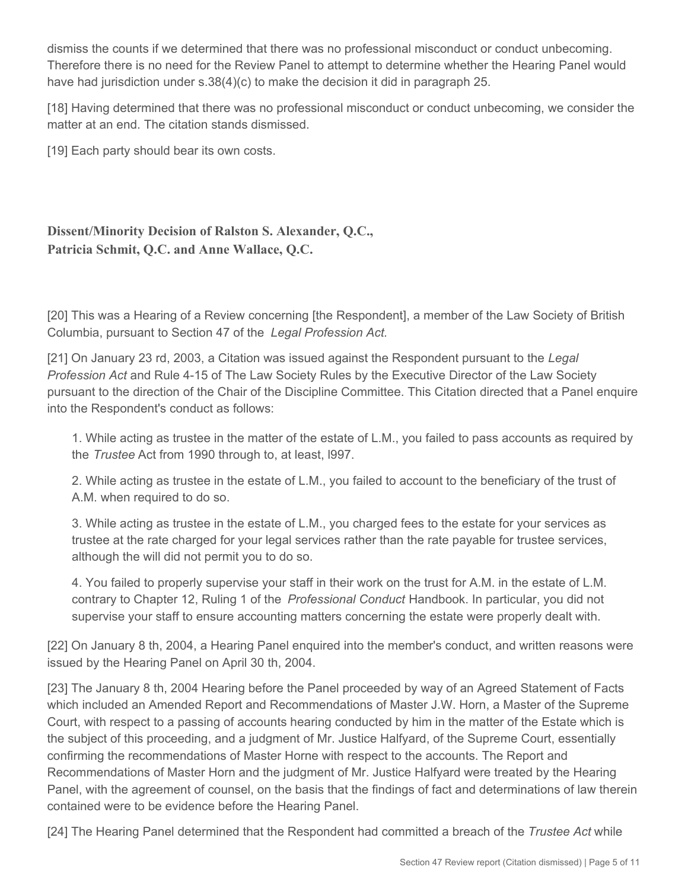dismiss the counts if we determined that there was no professional misconduct or conduct unbecoming. Therefore there is no need for the Review Panel to attempt to determine whether the Hearing Panel would have had jurisdiction under s.38(4)(c) to make the decision it did in paragraph 25.

[18] Having determined that there was no professional misconduct or conduct unbecoming, we consider the matter at an end. The citation stands dismissed.

[19] Each party should bear its own costs.

**Dissent/Minority Decision of Ralston S. Alexander, Q.C., Patricia Schmit, Q.C. and Anne Wallace, Q.C.**

[20] This was a Hearing of a Review concerning [the Respondent], a member of the Law Society of British Columbia, pursuant to Section 47 of the *Legal Profession Act.*

[21] On January 23 rd, 2003, a Citation was issued against the Respondent pursuant to the *Legal Profession Act* and Rule 4-15 of The Law Society Rules by the Executive Director of the Law Society pursuant to the direction of the Chair of the Discipline Committee. This Citation directed that a Panel enquire into the Respondent's conduct as follows:

> 1. While acting as trustee in the matter of the estate of L.M., you failed to pass accounts as required by the *Trustee* Act from 1990 through to, at least, l997.
>
> 2. While acting as trustee in the estate of L.M., you failed to account to the beneficiary of the trust of A.M. when required to do so.
>
> 3. While acting as trustee in the estate of L.M., you charged fees to the estate for your services as trustee at the rate charged for your legal services rather than the rate payable for trustee services, although the will did not permit you to do so.
>
> 4. You failed to properly supervise your staff in their work on the trust for A.M. in the estate of L.M. contrary to Chapter 12, Ruling 1 of the *Professional Conduct* Handbook. In particular, you did not supervise your staff to ensure accounting matters concerning the estate were properly dealt with.

[22] On January 8 th, 2004, a Hearing Panel enquired into the member's conduct, and written reasons were issued by the Hearing Panel on April 30 th, 2004.

[23] The January 8 th, 2004 Hearing before the Panel proceeded by way of an Agreed Statement of Facts which included an Amended Report and Recommendations of Master J.W. Horn, a Master of the Supreme Court, with respect to a passing of accounts hearing conducted by him in the matter of the Estate which is the subject of this proceeding, and a judgment of Mr. Justice Halfyard, of the Supreme Court, essentially confirming the recommendations of Master Horne with respect to the accounts. The Report and Recommendations of Master Horn and the judgment of Mr. Justice Halfyard were treated by the Hearing Panel, with the agreement of counsel, on the basis that the findings of fact and determinations of law therein contained were to be evidence before the Hearing Panel.

[24] The Hearing Panel determined that the Respondent had committed a breach of the *Trustee Act* while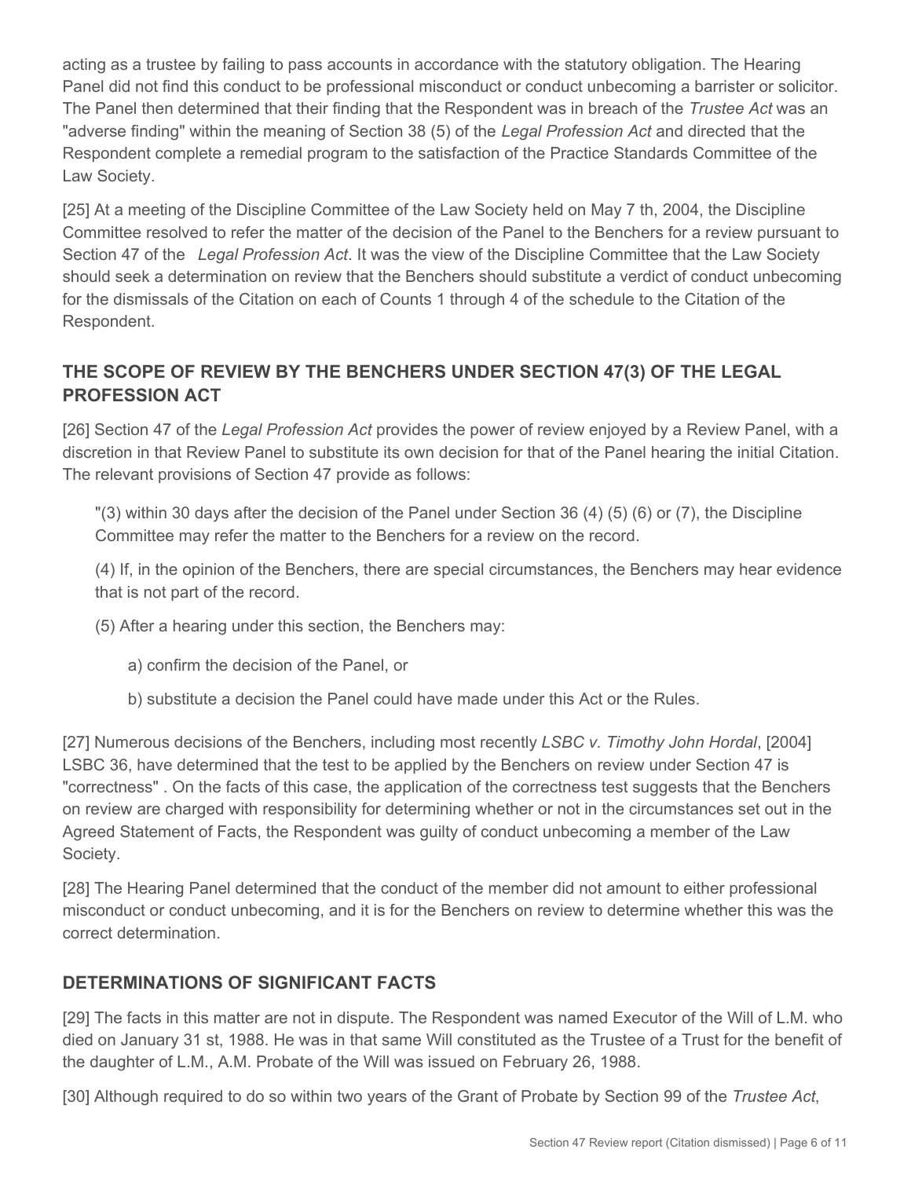acting as a trustee by failing to pass accounts in accordance with the statutory obligation. The Hearing Panel did not find this conduct to be professional misconduct or conduct unbecoming a barrister or solicitor. The Panel then determined that their finding that the Respondent was in breach of the *Trustee Act* was an "adverse finding" within the meaning of Section 38 (5) of the *Legal Profession Act* and directed that the Respondent complete a remedial program to the satisfaction of the Practice Standards Committee of the Law Society.

[25] At a meeting of the Discipline Committee of the Law Society held on May 7 th, 2004, the Discipline Committee resolved to refer the matter of the decision of the Panel to the Benchers for a review pursuant to Section 47 of the *Legal Profession Act*. It was the view of the Discipline Committee that the Law Society should seek a determination on review that the Benchers should substitute a verdict of conduct unbecoming for the dismissals of the Citation on each of Counts 1 through 4 of the schedule to the Citation of the Respondent.

## THE SCOPE OF REVIEW BY THE BENCHERS UNDER SECTION 47(3) OF THE LEGAL PROFESSION ACT

[26] Section 47 of the *Legal Profession Act* provides the power of review enjoyed by a Review Panel, with a discretion in that Review Panel to substitute its own decision for that of the Panel hearing the initial Citation. The relevant provisions of Section 47 provide as follows:

> "(3) within 30 days after the decision of the Panel under Section 36 (4) (5) (6) or (7), the Discipline Committee may refer the matter to the Benchers for a review on the record.
>
> (4) If, in the opinion of the Benchers, there are special circumstances, the Benchers may hear evidence that is not part of the record.
>
> (5) After a hearing under this section, the Benchers may:
>
> > a) confirm the decision of the Panel, or
> >
> > b) substitute a decision the Panel could have made under this Act or the Rules.

[27] Numerous decisions of the Benchers, including most recently *LSBC v. Timothy John Hordal*, [2004] LSBC 36, have determined that the test to be applied by the Benchers on review under Section 47 is "correctness" . On the facts of this case, the application of the correctness test suggests that the Benchers on review are charged with responsibility for determining whether or not in the circumstances set out in the Agreed Statement of Facts, the Respondent was guilty of conduct unbecoming a member of the Law Society.

[28] The Hearing Panel determined that the conduct of the member did not amount to either professional misconduct or conduct unbecoming, and it is for the Benchers on review to determine whether this was the correct determination.

## DETERMINATIONS OF SIGNIFICANT FACTS

[29] The facts in this matter are not in dispute. The Respondent was named Executor of the Will of L.M. who died on January 31 st, 1988. He was in that same Will constituted as the Trustee of a Trust for the benefit of the daughter of L.M., A.M. Probate of the Will was issued on February 26, 1988.

[30] Although required to do so within two years of the Grant of Probate by Section 99 of the *Trustee Act*,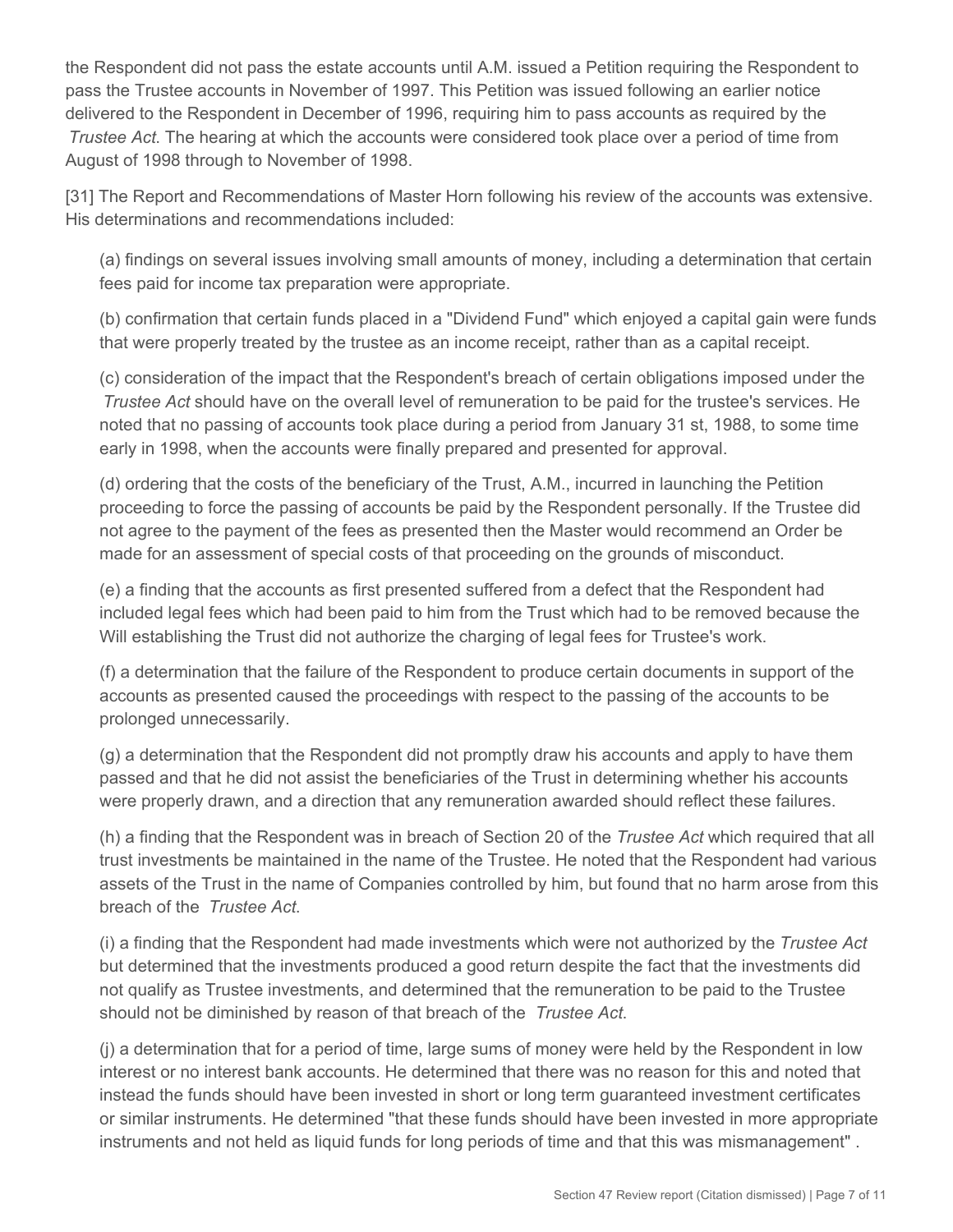the Respondent did not pass the estate accounts until A.M. issued a Petition requiring the Respondent to pass the Trustee accounts in November of 1997. This Petition was issued following an earlier notice delivered to the Respondent in December of 1996, requiring him to pass accounts as required by the *Trustee Act*. The hearing at which the accounts were considered took place over a period of time from August of 1998 through to November of 1998.

[31] The Report and Recommendations of Master Horn following his review of the accounts was extensive. His determinations and recommendations included:

(a) findings on several issues involving small amounts of money, including a determination that certain fees paid for income tax preparation were appropriate.

(b) confirmation that certain funds placed in a "Dividend Fund" which enjoyed a capital gain were funds that were properly treated by the trustee as an income receipt, rather than as a capital receipt.

(c) consideration of the impact that the Respondent's breach of certain obligations imposed under the *Trustee Act* should have on the overall level of remuneration to be paid for the trustee's services. He noted that no passing of accounts took place during a period from January 31 st, 1988, to some time early in 1998, when the accounts were finally prepared and presented for approval.

(d) ordering that the costs of the beneficiary of the Trust, A.M., incurred in launching the Petition proceeding to force the passing of accounts be paid by the Respondent personally. If the Trustee did not agree to the payment of the fees as presented then the Master would recommend an Order be made for an assessment of special costs of that proceeding on the grounds of misconduct.

(e) a finding that the accounts as first presented suffered from a defect that the Respondent had included legal fees which had been paid to him from the Trust which had to be removed because the Will establishing the Trust did not authorize the charging of legal fees for Trustee's work.

(f) a determination that the failure of the Respondent to produce certain documents in support of the accounts as presented caused the proceedings with respect to the passing of the accounts to be prolonged unnecessarily.

(g) a determination that the Respondent did not promptly draw his accounts and apply to have them passed and that he did not assist the beneficiaries of the Trust in determining whether his accounts were properly drawn, and a direction that any remuneration awarded should reflect these failures.

(h) a finding that the Respondent was in breach of Section 20 of the *Trustee Act* which required that all trust investments be maintained in the name of the Trustee. He noted that the Respondent had various assets of the Trust in the name of Companies controlled by him, but found that no harm arose from this breach of the *Trustee Act*.

(i) a finding that the Respondent had made investments which were not authorized by the *Trustee Act* but determined that the investments produced a good return despite the fact that the investments did not qualify as Trustee investments, and determined that the remuneration to be paid to the Trustee should not be diminished by reason of that breach of the *Trustee Act*.

(j) a determination that for a period of time, large sums of money were held by the Respondent in low interest or no interest bank accounts. He determined that there was no reason for this and noted that instead the funds should have been invested in short or long term guaranteed investment certificates or similar instruments. He determined "that these funds should have been invested in more appropriate instruments and not held as liquid funds for long periods of time and that this was mismanagement" .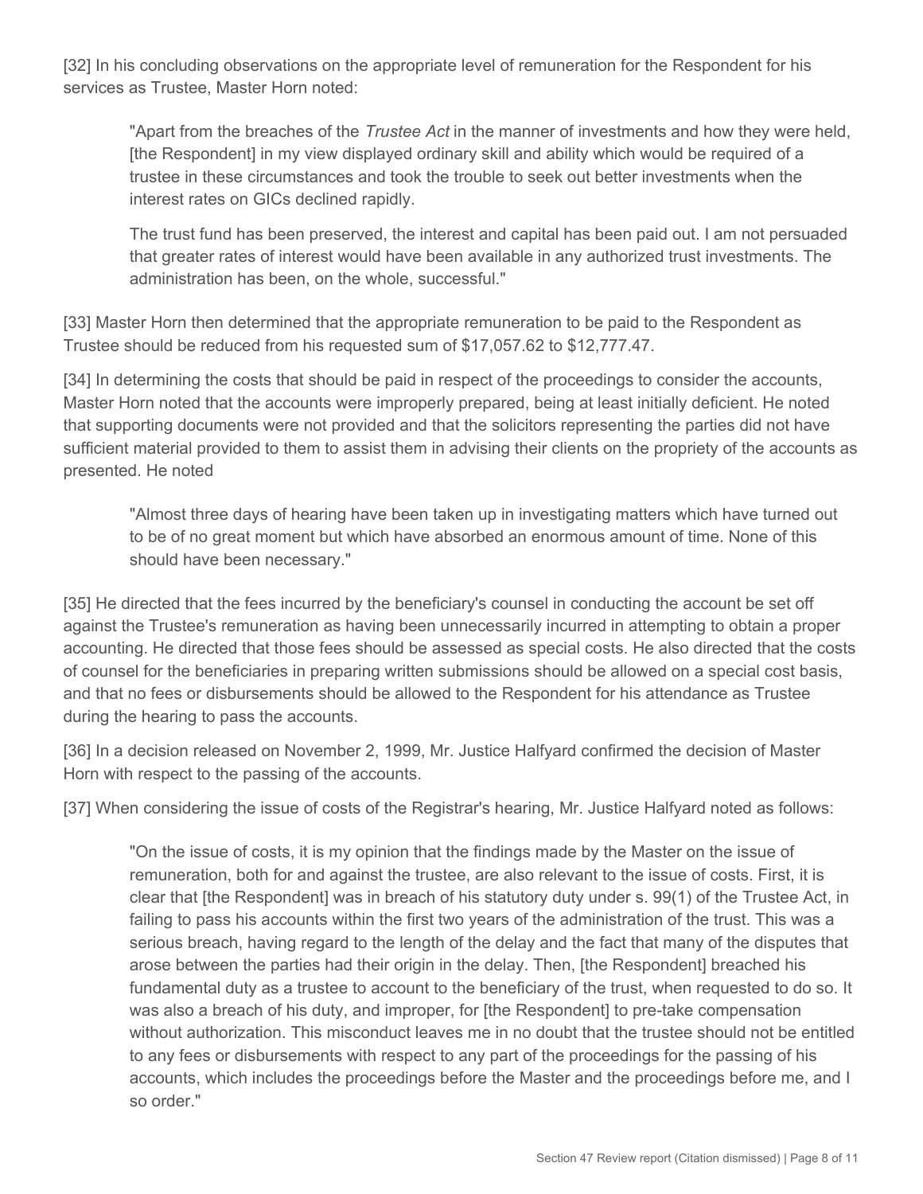[32] In his concluding observations on the appropriate level of remuneration for the Respondent for his services as Trustee, Master Horn noted:

> "Apart from the breaches of the *Trustee Act* in the manner of investments and how they were held, [the Respondent] in my view displayed ordinary skill and ability which would be required of a trustee in these circumstances and took the trouble to seek out better investments when the interest rates on GICs declined rapidly.
>
> The trust fund has been preserved, the interest and capital has been paid out. I am not persuaded that greater rates of interest would have been available in any authorized trust investments. The administration has been, on the whole, successful."

[33] Master Horn then determined that the appropriate remuneration to be paid to the Respondent as Trustee should be reduced from his requested sum of $17,057.62 to $12,777.47.

[34] In determining the costs that should be paid in respect of the proceedings to consider the accounts, Master Horn noted that the accounts were improperly prepared, being at least initially deficient. He noted that supporting documents were not provided and that the solicitors representing the parties did not have sufficient material provided to them to assist them in advising their clients on the propriety of the accounts as presented. He noted

> "Almost three days of hearing have been taken up in investigating matters which have turned out to be of no great moment but which have absorbed an enormous amount of time. None of this should have been necessary."

[35] He directed that the fees incurred by the beneficiary's counsel in conducting the account be set off against the Trustee's remuneration as having been unnecessarily incurred in attempting to obtain a proper accounting. He directed that those fees should be assessed as special costs. He also directed that the costs of counsel for the beneficiaries in preparing written submissions should be allowed on a special cost basis, and that no fees or disbursements should be allowed to the Respondent for his attendance as Trustee during the hearing to pass the accounts.

[36] In a decision released on November 2, 1999, Mr. Justice Halfyard confirmed the decision of Master Horn with respect to the passing of the accounts.

[37] When considering the issue of costs of the Registrar's hearing, Mr. Justice Halfyard noted as follows:

> "On the issue of costs, it is my opinion that the findings made by the Master on the issue of remuneration, both for and against the trustee, are also relevant to the issue of costs. First, it is clear that [the Respondent] was in breach of his statutory duty under s. 99(1) of the Trustee Act, in failing to pass his accounts within the first two years of the administration of the trust. This was a serious breach, having regard to the length of the delay and the fact that many of the disputes that arose between the parties had their origin in the delay. Then, [the Respondent] breached his fundamental duty as a trustee to account to the beneficiary of the trust, when requested to do so. It was also a breach of his duty, and improper, for [the Respondent] to pre-take compensation without authorization. This misconduct leaves me in no doubt that the trustee should not be entitled to any fees or disbursements with respect to any part of the proceedings for the passing of his accounts, which includes the proceedings before the Master and the proceedings before me, and I so order."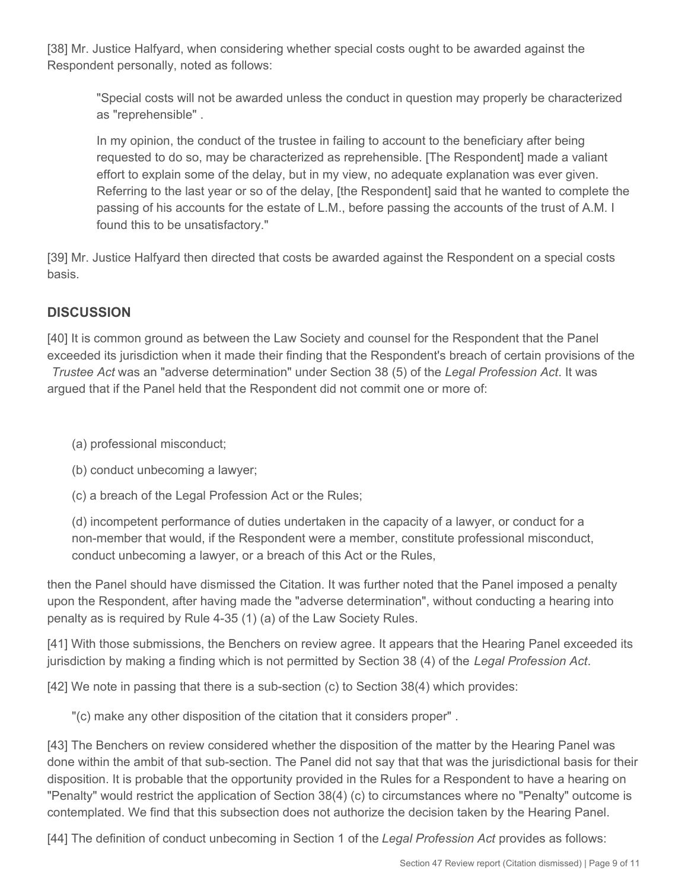[38] Mr. Justice Halfyard, when considering whether special costs ought to be awarded against the Respondent personally, noted as follows:

> "Special costs will not be awarded unless the conduct in question may properly be characterized as "reprehensible" .
>
> In my opinion, the conduct of the trustee in failing to account to the beneficiary after being requested to do so, may be characterized as reprehensible. [The Respondent] made a valiant effort to explain some of the delay, but in my view, no adequate explanation was ever given. Referring to the last year or so of the delay, [the Respondent] said that he wanted to complete the passing of his accounts for the estate of L.M., before passing the accounts of the trust of A.M. I found this to be unsatisfactory."

[39] Mr. Justice Halfyard then directed that costs be awarded against the Respondent on a special costs basis.

## DISCUSSION

[40] It is common ground as between the Law Society and counsel for the Respondent that the Panel exceeded its jurisdiction when it made their finding that the Respondent's breach of certain provisions of the *Trustee Act* was an "adverse determination" under Section 38 (5) of the *Legal Profession Act*. It was argued that if the Panel held that the Respondent did not commit one or more of:

> (a) professional misconduct;
>
> (b) conduct unbecoming a lawyer;
>
> (c) a breach of the Legal Profession Act or the Rules;
>
> (d) incompetent performance of duties undertaken in the capacity of a lawyer, or conduct for a non-member that would, if the Respondent were a member, constitute professional misconduct, conduct unbecoming a lawyer, or a breach of this Act or the Rules,

then the Panel should have dismissed the Citation. It was further noted that the Panel imposed a penalty upon the Respondent, after having made the "adverse determination", without conducting a hearing into penalty as is required by Rule 4-35 (1) (a) of the Law Society Rules.

[41] With those submissions, the Benchers on review agree. It appears that the Hearing Panel exceeded its jurisdiction by making a finding which is not permitted by Section 38 (4) of the *Legal Profession Act*.

[42] We note in passing that there is a sub-section (c) to Section 38(4) which provides:

> "(c) make any other disposition of the citation that it considers proper" .

[43] The Benchers on review considered whether the disposition of the matter by the Hearing Panel was done within the ambit of that sub-section. The Panel did not say that that was the jurisdictional basis for their disposition. It is probable that the opportunity provided in the Rules for a Respondent to have a hearing on "Penalty" would restrict the application of Section 38(4) (c) to circumstances where no "Penalty" outcome is contemplated. We find that this subsection does not authorize the decision taken by the Hearing Panel.

[44] The definition of conduct unbecoming in Section 1 of the *Legal Profession Act* provides as follows: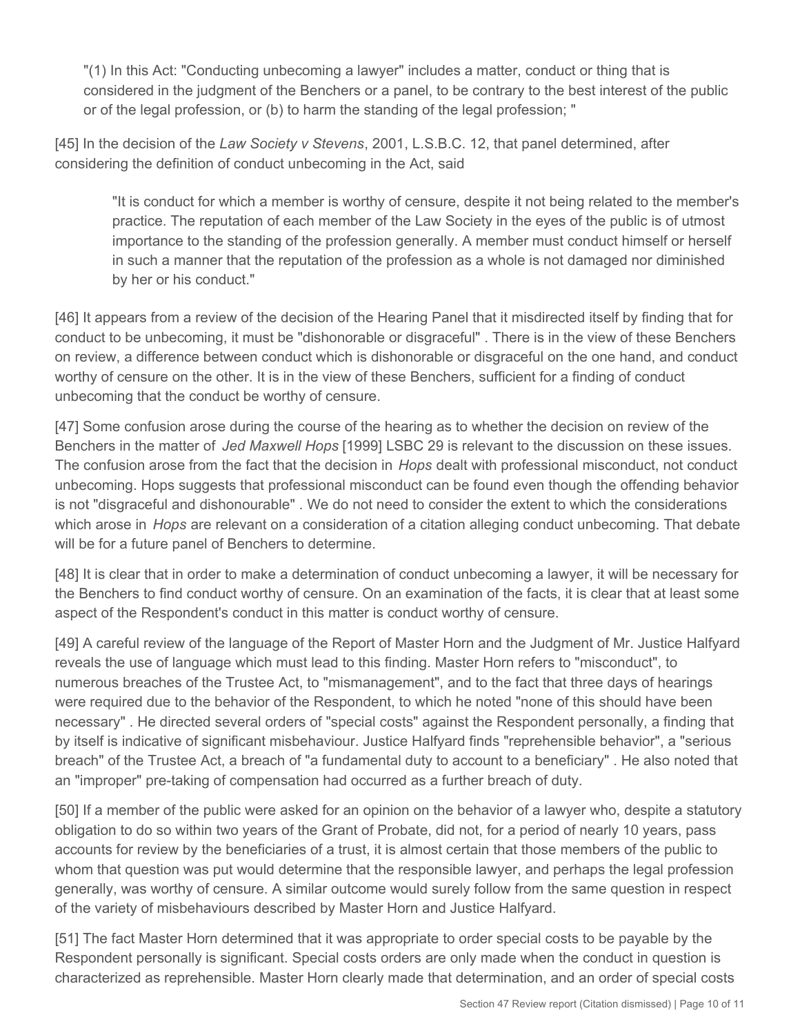> "(1) In this Act: "Conducting unbecoming a lawyer" includes a matter, conduct or thing that is considered in the judgment of the Benchers or a panel, to be contrary to the best interest of the public or of the legal profession, or (b) to harm the standing of the legal profession; "

[45] In the decision of the *Law Society v Stevens*, 2001, L.S.B.C. 12, that panel determined, after considering the definition of conduct unbecoming in the Act, said

> "It is conduct for which a member is worthy of censure, despite it not being related to the member's practice. The reputation of each member of the Law Society in the eyes of the public is of utmost importance to the standing of the profession generally. A member must conduct himself or herself in such a manner that the reputation of the profession as a whole is not damaged nor diminished by her or his conduct."

[46] It appears from a review of the decision of the Hearing Panel that it misdirected itself by finding that for conduct to be unbecoming, it must be "dishonorable or disgraceful" . There is in the view of these Benchers on review, a difference between conduct which is dishonorable or disgraceful on the one hand, and conduct worthy of censure on the other. It is in the view of these Benchers, sufficient for a finding of conduct unbecoming that the conduct be worthy of censure.

[47] Some confusion arose during the course of the hearing as to whether the decision on review of the Benchers in the matter of *Jed Maxwell Hops* [1999] LSBC 29 is relevant to the discussion on these issues. The confusion arose from the fact that the decision in *Hops* dealt with professional misconduct, not conduct unbecoming. Hops suggests that professional misconduct can be found even though the offending behavior is not "disgraceful and dishonourable" . We do not need to consider the extent to which the considerations which arose in *Hops* are relevant on a consideration of a citation alleging conduct unbecoming. That debate will be for a future panel of Benchers to determine.

[48] It is clear that in order to make a determination of conduct unbecoming a lawyer, it will be necessary for the Benchers to find conduct worthy of censure. On an examination of the facts, it is clear that at least some aspect of the Respondent's conduct in this matter is conduct worthy of censure.

[49] A careful review of the language of the Report of Master Horn and the Judgment of Mr. Justice Halfyard reveals the use of language which must lead to this finding. Master Horn refers to "misconduct", to numerous breaches of the Trustee Act, to "mismanagement", and to the fact that three days of hearings were required due to the behavior of the Respondent, to which he noted "none of this should have been necessary" . He directed several orders of "special costs" against the Respondent personally, a finding that by itself is indicative of significant misbehaviour. Justice Halfyard finds "reprehensible behavior", a "serious breach" of the Trustee Act, a breach of "a fundamental duty to account to a beneficiary" . He also noted that an "improper" pre-taking of compensation had occurred as a further breach of duty.

[50] If a member of the public were asked for an opinion on the behavior of a lawyer who, despite a statutory obligation to do so within two years of the Grant of Probate, did not, for a period of nearly 10 years, pass accounts for review by the beneficiaries of a trust, it is almost certain that those members of the public to whom that question was put would determine that the responsible lawyer, and perhaps the legal profession generally, was worthy of censure. A similar outcome would surely follow from the same question in respect of the variety of misbehaviours described by Master Horn and Justice Halfyard.

[51] The fact Master Horn determined that it was appropriate to order special costs to be payable by the Respondent personally is significant. Special costs orders are only made when the conduct in question is characterized as reprehensible. Master Horn clearly made that determination, and an order of special costs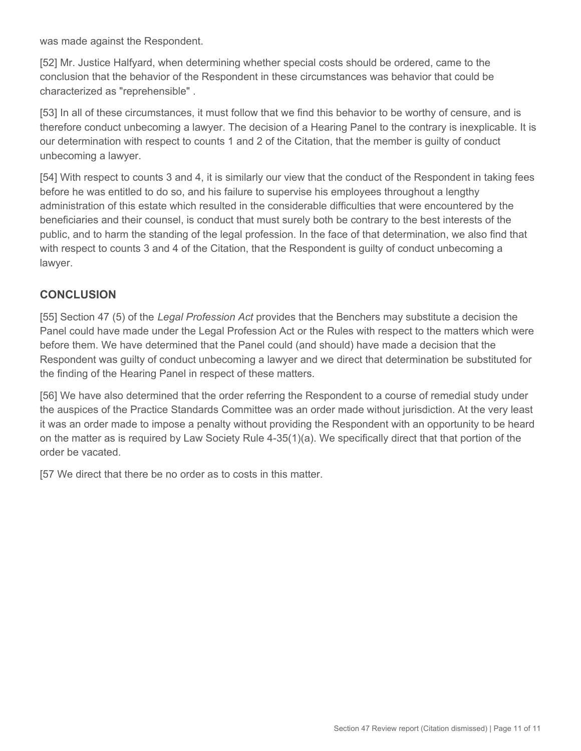was made against the Respondent.

[52] Mr. Justice Halfyard, when determining whether special costs should be ordered, came to the conclusion that the behavior of the Respondent in these circumstances was behavior that could be characterized as "reprehensible" .

[53] In all of these circumstances, it must follow that we find this behavior to be worthy of censure, and is therefore conduct unbecoming a lawyer. The decision of a Hearing Panel to the contrary is inexplicable. It is our determination with respect to counts 1 and 2 of the Citation, that the member is guilty of conduct unbecoming a lawyer.

[54] With respect to counts 3 and 4, it is similarly our view that the conduct of the Respondent in taking fees before he was entitled to do so, and his failure to supervise his employees throughout a lengthy administration of this estate which resulted in the considerable difficulties that were encountered by the beneficiaries and their counsel, is conduct that must surely both be contrary to the best interests of the public, and to harm the standing of the legal profession. In the face of that determination, we also find that with respect to counts 3 and 4 of the Citation, that the Respondent is guilty of conduct unbecoming a lawyer.

## CONCLUSION

[55] Section 47 (5) of the *Legal Profession Act* provides that the Benchers may substitute a decision the Panel could have made under the Legal Profession Act or the Rules with respect to the matters which were before them. We have determined that the Panel could (and should) have made a decision that the Respondent was guilty of conduct unbecoming a lawyer and we direct that determination be substituted for the finding of the Hearing Panel in respect of these matters.

[56] We have also determined that the order referring the Respondent to a course of remedial study under the auspices of the Practice Standards Committee was an order made without jurisdiction. At the very least it was an order made to impose a penalty without providing the Respondent with an opportunity to be heard on the matter as is required by Law Society Rule 4-35(1)(a). We specifically direct that that portion of the order be vacated.

[57 We direct that there be no order as to costs in this matter.